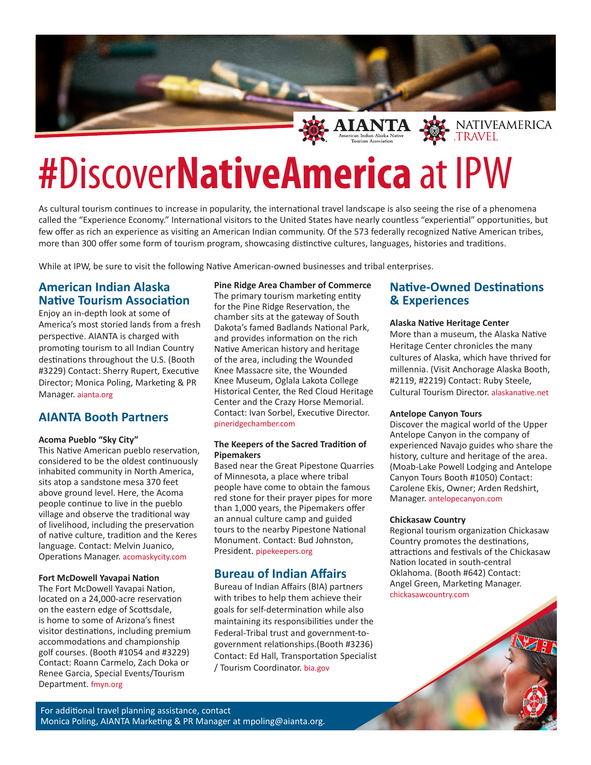AIANTA American Indian Alaska Native Tourism Association

NATIVEAMERICA.TRAVEL

# #Discover**NativeAmerica** at IPW

As cultural tourism continues to increase in popularity, the international travel landscape is also seeing the rise of a phenomena called the "Experience Economy." International visitors to the United States have nearly countless "experiential" opportunities, but few offer as rich an experience as visiting an American Indian community. Of the 573 federally recognized Native American tribes, more than 300 offer some form of tourism program, showcasing distinctive cultures, languages, histories and traditions.

While at IPW, be sure to visit the following Native American-owned businesses and tribal enterprises.

## American Indian Alaska Native Tourism Association

Enjoy an in-depth look at some of America's most storied lands from a fresh perspective. AIANTA is charged with promoting tourism to all Indian Country destinations throughout the U.S. (Booth #3229) Contact: Sherry Rupert, Executive Director; Monica Poling, Marketing & PR Manager. aianta.org

## AIANTA Booth Partners

**Acoma Pueblo "Sky City"**

This Native American pueblo reservation, considered to be the oldest continuously inhabited community in North America, sits atop a sandstone mesa 370 feet above ground level. Here, the Acoma people continue to live in the pueblo village and observe the traditional way of livelihood, including the preservation of native culture, tradition and the Keres language. Contact: Melvin Juanico, Operations Manager. acomaskycity.com

**Fort McDowell Yavapai Nation**

The Fort McDowell Yavapai Nation, located on a 24,000-acre reservation on the eastern edge of Scottsdale, is home to some of Arizona's finest visitor destinations, including premium accommodations and championship golf courses. (Booth #1054 and #3229) Contact: Roann Carmelo, Zach Doka or Renee Garcia, Special Events/Tourism Department. fmyn.org

**Pine Ridge Area Chamber of Commerce**

The primary tourism marketing entity for the Pine Ridge Reservation, the chamber sits at the gateway of South Dakota's famed Badlands National Park, and provides information on the rich Native American history and heritage of the area, including the Wounded Knee Massacre site, the Wounded Knee Museum, Oglala Lakota College Historical Center, the Red Cloud Heritage Center and the Crazy Horse Memorial. Contact: Ivan Sorbel, Executive Director. pineridgechamber.com

**The Keepers of the Sacred Tradition of Pipemakers**

Based near the Great Pipestone Quarries of Minnesota, a place where tribal people have come to obtain the famous red stone for their prayer pipes for more than 1,000 years, the Pipemakers offer an annual culture camp and guided tours to the nearby Pipestone National Monument. Contact: Bud Johnston, President. pipekeepers.org

## Bureau of Indian Affairs

Bureau of Indian Affairs (BIA) partners with tribes to help them achieve their goals for self-determination while also maintaining its responsibilities under the Federal-Tribal trust and government-to-government relationships.(Booth #3236) Contact: Ed Hall, Transportation Specialist / Tourism Coordinator. bia.gov

## Native-Owned Destinations & Experiences

**Alaska Native Heritage Center**

More than a museum, the Alaska Native Heritage Center chronicles the many cultures of Alaska, which have thrived for millennia. (Visit Anchorage Alaska Booth, #2119, #2219) Contact: Ruby Steele, Cultural Tourism Director. alaskanative.net

**Antelope Canyon Tours**

Discover the magical world of the Upper Antelope Canyon in the company of experienced Navajo guides who share the history, culture and heritage of the area. (Moab-Lake Powell Lodging and Antelope Canyon Tours Booth #1050) Contact: Carolene Ekis, Owner; Arden Redshirt, Manager. antelopecanyon.com

**Chickasaw Country**

Regional tourism organization Chickasaw Country promotes the destinations, attractions and festivals of the Chickasaw Nation located in south-central Oklahoma. (Booth #642) Contact: Angel Green, Marketing Manager. chickasawcountry.com

For additional travel planning assistance, contact Monica Poling, AIANTA Marketing & PR Manager at mpoling@aianta.org.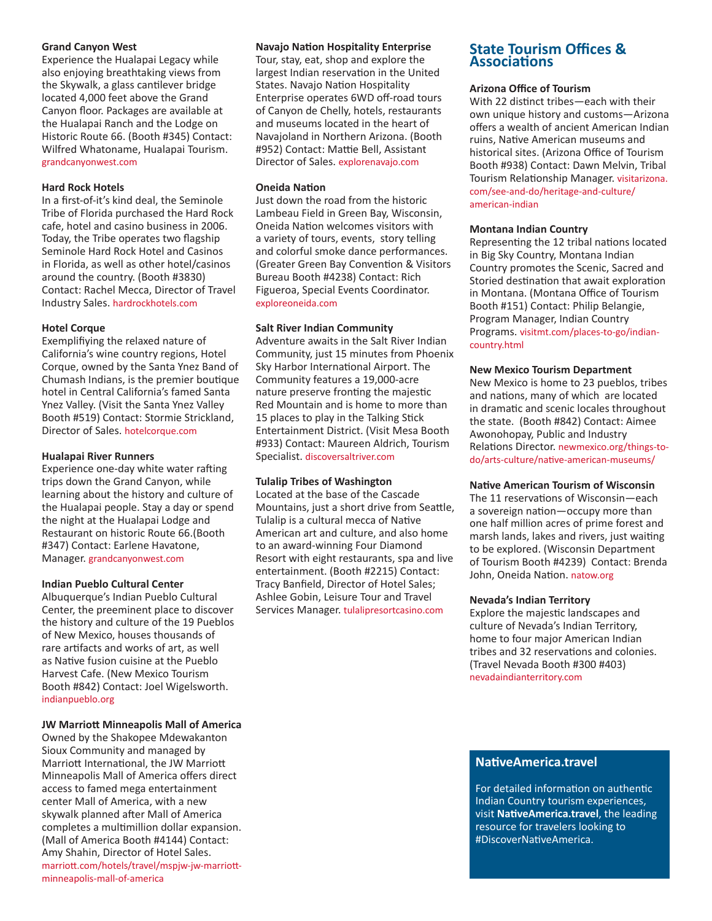**Grand Canyon West**
Experience the Hualapai Legacy while also enjoying breathtaking views from the Skywalk, a glass cantilever bridge located 4,000 feet above the Grand Canyon floor. Packages are available at the Hualapai Ranch and the Lodge on Historic Route 66. (Booth #345) Contact: Wilfred Whatoname, Hualapai Tourism. grandcanyonwest.com

**Hard Rock Hotels**
In a first-of-it's kind deal, the Seminole Tribe of Florida purchased the Hard Rock cafe, hotel and casino business in 2006. Today, the Tribe operates two flagship Seminole Hard Rock Hotel and Casinos in Florida, as well as other hotel/casinos around the country. (Booth #3830) Contact: Rachel Mecca, Director of Travel Industry Sales. hardrockhotels.com

**Hotel Corque**
Exemplifiying the relaxed nature of California's wine country regions, Hotel Corque, owned by the Santa Ynez Band of Chumash Indians, is the premier boutique hotel in Central California's famed Santa Ynez Valley. (Visit the Santa Ynez Valley Booth #519) Contact: Stormie Strickland, Director of Sales. hotelcorque.com

**Hualapai River Runners**
Experience one-day white water rafting trips down the Grand Canyon, while learning about the history and culture of the Hualapai people. Stay a day or spend the night at the Hualapai Lodge and Restaurant on historic Route 66.(Booth #347) Contact: Earlene Havatone, Manager. grandcanyonwest.com

**Indian Pueblo Cultural Center**
Albuquerque's Indian Pueblo Cultural Center, the preeminent place to discover the history and culture of the 19 Pueblos of New Mexico, houses thousands of rare artifacts and works of art, as well as Native fusion cuisine at the Pueblo Harvest Cafe. (New Mexico Tourism Booth #842) Contact: Joel Wigelsworth. indianpueblo.org

**JW Marriott Minneapolis Mall of America**
Owned by the Shakopee Mdewakanton Sioux Community and managed by Marriott International, the JW Marriott Minneapolis Mall of America offers direct access to famed mega entertainment center Mall of America, with a new skywalk planned after Mall of America completes a multimillion dollar expansion. (Mall of America Booth #4144) Contact: Amy Shahin, Director of Hotel Sales. marriott.com/hotels/travel/mspjw-jw-marriott-minneapolis-mall-of-america

**Navajo Nation Hospitality Enterprise**
Tour, stay, eat, shop and explore the largest Indian reservation in the United States. Navajo Nation Hospitality Enterprise operates 6WD off-road tours of Canyon de Chelly, hotels, restaurants and museums located in the heart of Navajoland in Northern Arizona. (Booth #952) Contact: Mattie Bell, Assistant Director of Sales. explorenavajo.com

**Oneida Nation**
Just down the road from the historic Lambeau Field in Green Bay, Wisconsin, Oneida Nation welcomes visitors with a variety of tours, events, story telling and colorful smoke dance performances. (Greater Green Bay Convention & Visitors Bureau Booth #4238) Contact: Rich Figueroa, Special Events Coordinator. exploreoneida.com

**Salt River Indian Community**
Adventure awaits in the Salt River Indian Community, just 15 minutes from Phoenix Sky Harbor International Airport. The Community features a 19,000-acre nature preserve fronting the majestic Red Mountain and is home to more than 15 places to play in the Talking Stick Entertainment District. (Visit Mesa Booth #933) Contact: Maureen Aldrich, Tourism Specialist. discoversaltriver.com

**Tulalip Tribes of Washington**
Located at the base of the Cascade Mountains, just a short drive from Seattle, Tulalip is a cultural mecca of Native American art and culture, and also home to an award-winning Four Diamond Resort with eight restaurants, spa and live entertainment. (Booth #2215) Contact: Tracy Banfield, Director of Hotel Sales; Ashlee Gobin, Leisure Tour and Travel Services Manager. tulalipresortcasino.com

## State Tourism Offices & Associations

**Arizona Office of Tourism**
With 22 distinct tribes—each with their own unique history and customs—Arizona offers a wealth of ancient American Indian ruins, Native American museums and historical sites. (Arizona Office of Tourism Booth #938) Contact: Dawn Melvin, Tribal Tourism Relationship Manager. visitarizona.com/see-and-do/heritage-and-culture/american-indian

**Montana Indian Country**
Representing the 12 tribal nations located in Big Sky Country, Montana Indian Country promotes the Scenic, Sacred and Storied destination that await exploration in Montana. (Montana Office of Tourism Booth #151) Contact: Philip Belangie, Program Manager, Indian Country Programs. visitmt.com/places-to-go/indian-country.html

**New Mexico Tourism Department**
New Mexico is home to 23 pueblos, tribes and nations, many of which are located in dramatic and scenic locales throughout the state. (Booth #842) Contact: Aimee Awonohopay, Public and Industry Relations Director. newmexico.org/things-to-do/arts-culture/native-american-museums/

**Native American Tourism of Wisconsin**
The 11 reservations of Wisconsin—each a sovereign nation—occupy more than one half million acres of prime forest and marsh lands, lakes and rivers, just waiting to be explored. (Wisconsin Department of Tourism Booth #4239) Contact: Brenda John, Oneida Nation. natow.org

**Nevada's Indian Territory**
Explore the majestic landscapes and culture of Nevada's Indian Territory, home to four major American Indian tribes and 32 reservations and colonies. (Travel Nevada Booth #300 #403) nevadaindianterritory.com

**NativeAmerica.travel**

For detailed information on authentic Indian Country tourism experiences, visit **NativeAmerica.travel**, the leading resource for travelers looking to #DiscoverNativeAmerica.